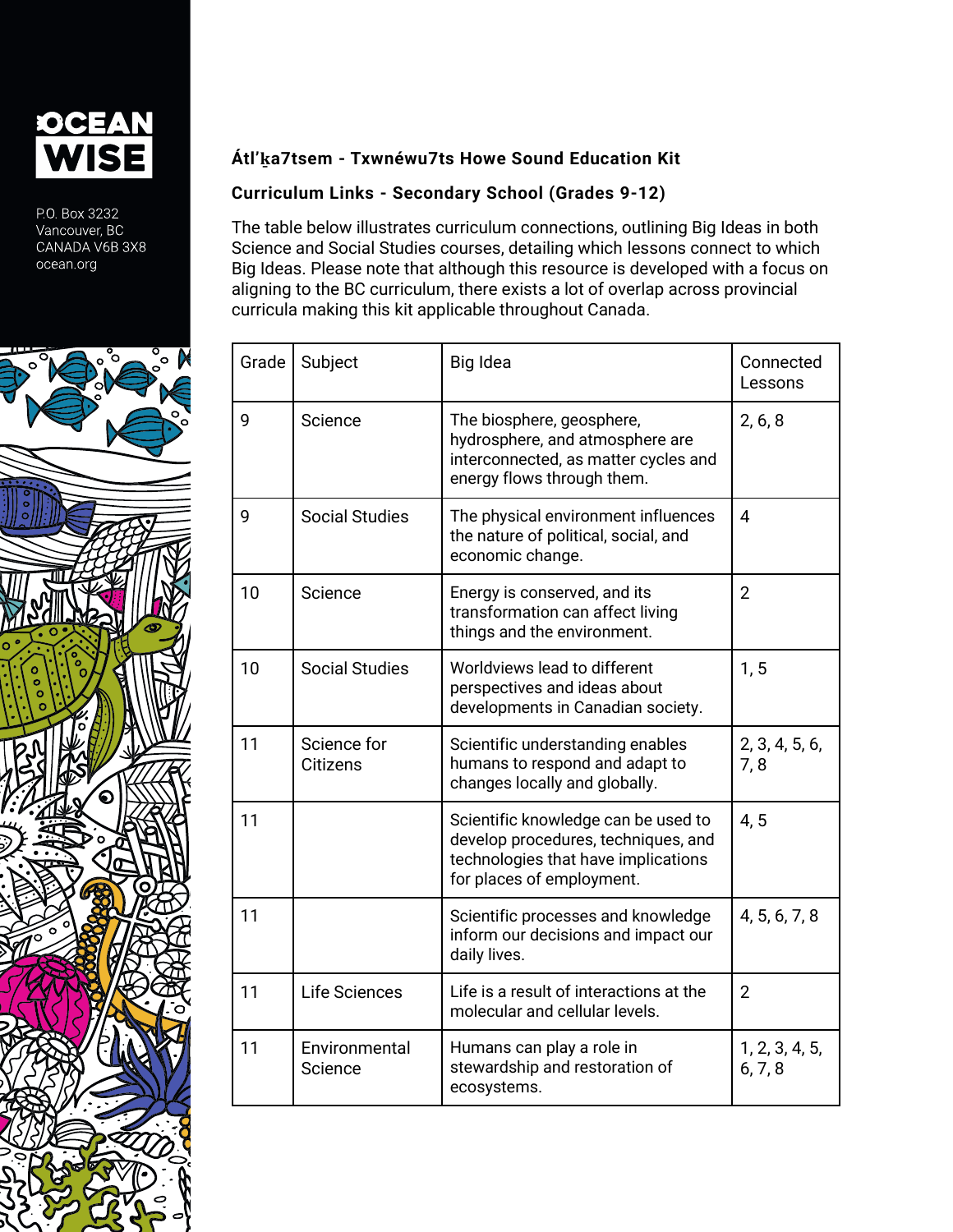OCEAN WISE

P.O. Box 3232
Vancouver, BC
CANADA V6B 3X8
ocean.org

**Átl'ḵa7tsem - Txwnéwu7ts Howe Sound Education Kit**

**Curriculum Links - Secondary School (Grades 9-12)**

The table below illustrates curriculum connections, outlining Big Ideas in both Science and Social Studies courses, detailing which lessons connect to which Big Ideas. Please note that although this resource is developed with a focus on aligning to the BC curriculum, there exists a lot of overlap across provincial curricula making this kit applicable throughout Canada.

| Grade | Subject | Big Idea | Connected Lessons |
|---|---|---|---|
| 9 | Science | The biosphere, geosphere, hydrosphere, and atmosphere are interconnected, as matter cycles and energy flows through them. | 2, 6, 8 |
| 9 | Social Studies | The physical environment influences the nature of political, social, and economic change. | 4 |
| 10 | Science | Energy is conserved, and its transformation can affect living things and the environment. | 2 |
| 10 | Social Studies | Worldviews lead to different perspectives and ideas about developments in Canadian society. | 1, 5 |
| 11 | Science for Citizens | Scientific understanding enables humans to respond and adapt to changes locally and globally. | 2, 3, 4, 5, 6, 7, 8 |
| 11 | | Scientific knowledge can be used to develop procedures, techniques, and technologies that have implications for places of employment. | 4, 5 |
| 11 | | Scientific processes and knowledge inform our decisions and impact our daily lives. | 4, 5, 6, 7, 8 |
| 11 | Life Sciences | Life is a result of interactions at the molecular and cellular levels. | 2 |
| 11 | Environmental Science | Humans can play a role in stewardship and restoration of ecosystems. | 1, 2, 3, 4, 5, 6, 7, 8 |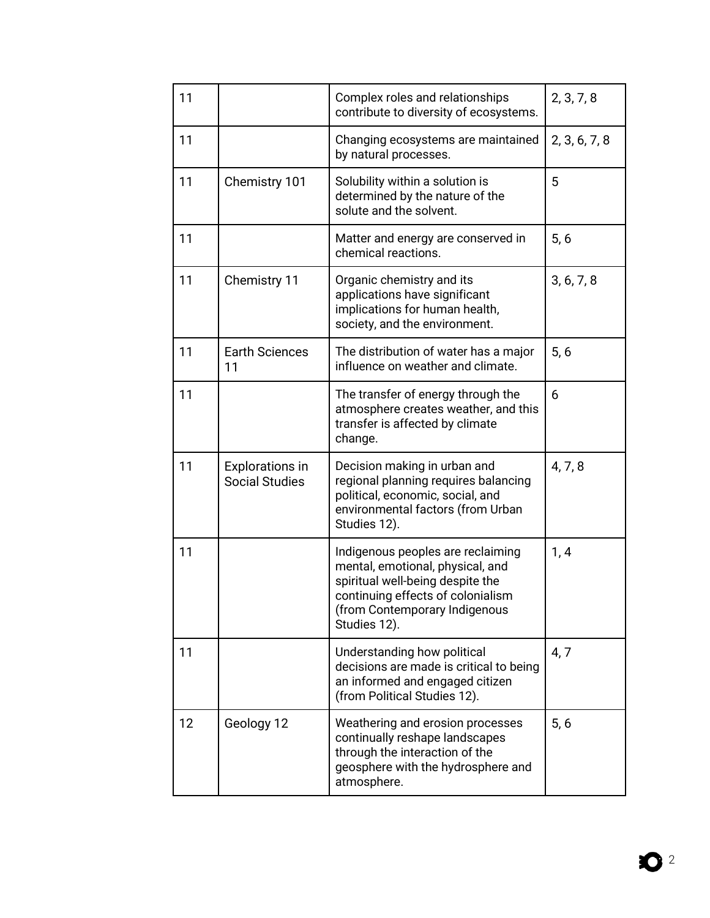| 11 | | Complex roles and relationships contribute to diversity of ecosystems. | 2, 3, 7, 8 |
|---|---|---|---|
| 11 | | Changing ecosystems are maintained by natural processes. | 2, 3, 6, 7, 8 |
| 11 | Chemistry 101 | Solubility within a solution is determined by the nature of the solute and the solvent. | 5 |
| 11 | | Matter and energy are conserved in chemical reactions. | 5, 6 |
| 11 | Chemistry 11 | Organic chemistry and its applications have significant implications for human health, society, and the environment. | 3, 6, 7, 8 |
| 11 | Earth Sciences 11 | The distribution of water has a major influence on weather and climate. | 5, 6 |
| 11 | | The transfer of energy through the atmosphere creates weather, and this transfer is affected by climate change. | 6 |
| 11 | Explorations in Social Studies | Decision making in urban and regional planning requires balancing political, economic, social, and environmental factors (from Urban Studies 12). | 4, 7, 8 |
| 11 | | Indigenous peoples are reclaiming mental, emotional, physical, and spiritual well-being despite the continuing effects of colonialism (from Contemporary Indigenous Studies 12). | 1, 4 |
| 11 | | Understanding how political decisions are made is critical to being an informed and engaged citizen (from Political Studies 12). | 4, 7 |
| 12 | Geology 12 | Weathering and erosion processes continually reshape landscapes through the interaction of the geosphere with the hydrosphere and atmosphere. | 5, 6 |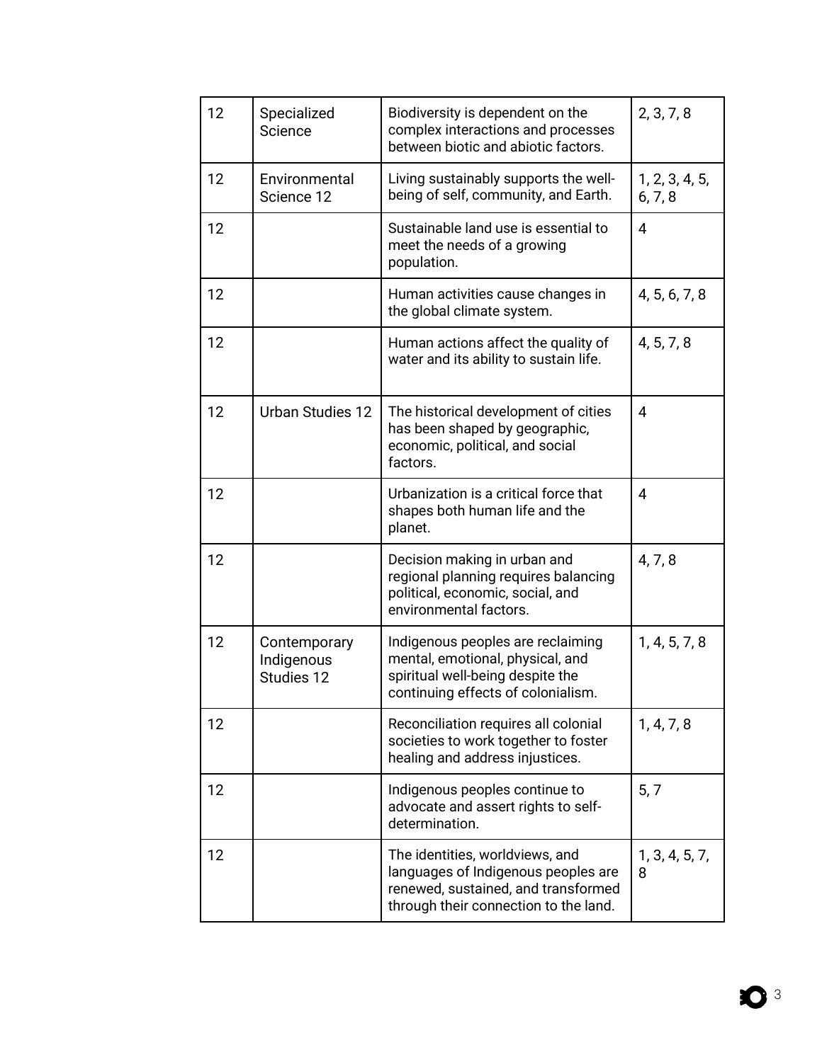| 12 | Specialized Science | Biodiversity is dependent on the complex interactions and processes between biotic and abiotic factors. | 2, 3, 7, 8 |
|---|---|---|---|
| 12 | Environmental Science 12 | Living sustainably supports the well-being of self, community, and Earth. | 1, 2, 3, 4, 5, 6, 7, 8 |
| 12 | | Sustainable land use is essential to meet the needs of a growing population. | 4 |
| 12 | | Human activities cause changes in the global climate system. | 4, 5, 6, 7, 8 |
| 12 | | Human actions affect the quality of water and its ability to sustain life. | 4, 5, 7, 8 |
| 12 | Urban Studies 12 | The historical development of cities has been shaped by geographic, economic, political, and social factors. | 4 |
| 12 | | Urbanization is a critical force that shapes both human life and the planet. | 4 |
| 12 | | Decision making in urban and regional planning requires balancing political, economic, social, and environmental factors. | 4, 7, 8 |
| 12 | Contemporary Indigenous Studies 12 | Indigenous peoples are reclaiming mental, emotional, physical, and spiritual well-being despite the continuing effects of colonialism. | 1, 4, 5, 7, 8 |
| 12 | | Reconciliation requires all colonial societies to work together to foster healing and address injustices. | 1, 4, 7, 8 |
| 12 | | Indigenous peoples continue to advocate and assert rights to self-determination. | 5, 7 |
| 12 | | The identities, worldviews, and languages of Indigenous peoples are renewed, sustained, and transformed through their connection to the land. | 1, 3, 4, 5, 7, 8 |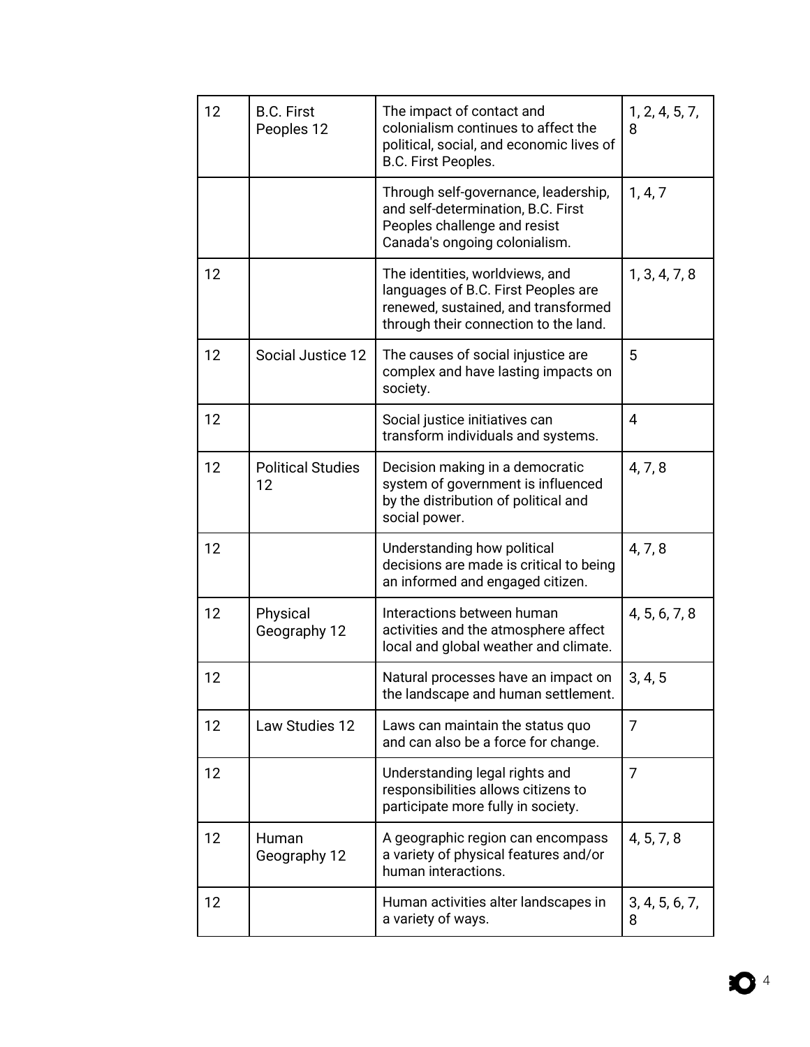| 12 | B.C. First Peoples 12 | The impact of contact and colonialism continues to affect the political, social, and economic lives of B.C. First Peoples. | 1, 2, 4, 5, 7, 8 |
|---|---|---|---|
| | | Through self-governance, leadership, and self-determination, B.C. First Peoples challenge and resist Canada's ongoing colonialism. | 1, 4, 7 |
| 12 | | The identities, worldviews, and languages of B.C. First Peoples are renewed, sustained, and transformed through their connection to the land. | 1, 3, 4, 7, 8 |
| 12 | Social Justice 12 | The causes of social injustice are complex and have lasting impacts on society. | 5 |
| 12 | | Social justice initiatives can transform individuals and systems. | 4 |
| 12 | Political Studies 12 | Decision making in a democratic system of government is influenced by the distribution of political and social power. | 4, 7, 8 |
| 12 | | Understanding how political decisions are made is critical to being an informed and engaged citizen. | 4, 7, 8 |
| 12 | Physical Geography 12 | Interactions between human activities and the atmosphere affect local and global weather and climate. | 4, 5, 6, 7, 8 |
| 12 | | Natural processes have an impact on the landscape and human settlement. | 3, 4, 5 |
| 12 | Law Studies 12 | Laws can maintain the status quo and can also be a force for change. | 7 |
| 12 | | Understanding legal rights and responsibilities allows citizens to participate more fully in society. | 7 |
| 12 | Human Geography 12 | A geographic region can encompass a variety of physical features and/or human interactions. | 4, 5, 7, 8 |
| 12 | | Human activities alter landscapes in a variety of ways. | 3, 4, 5, 6, 7, 8 |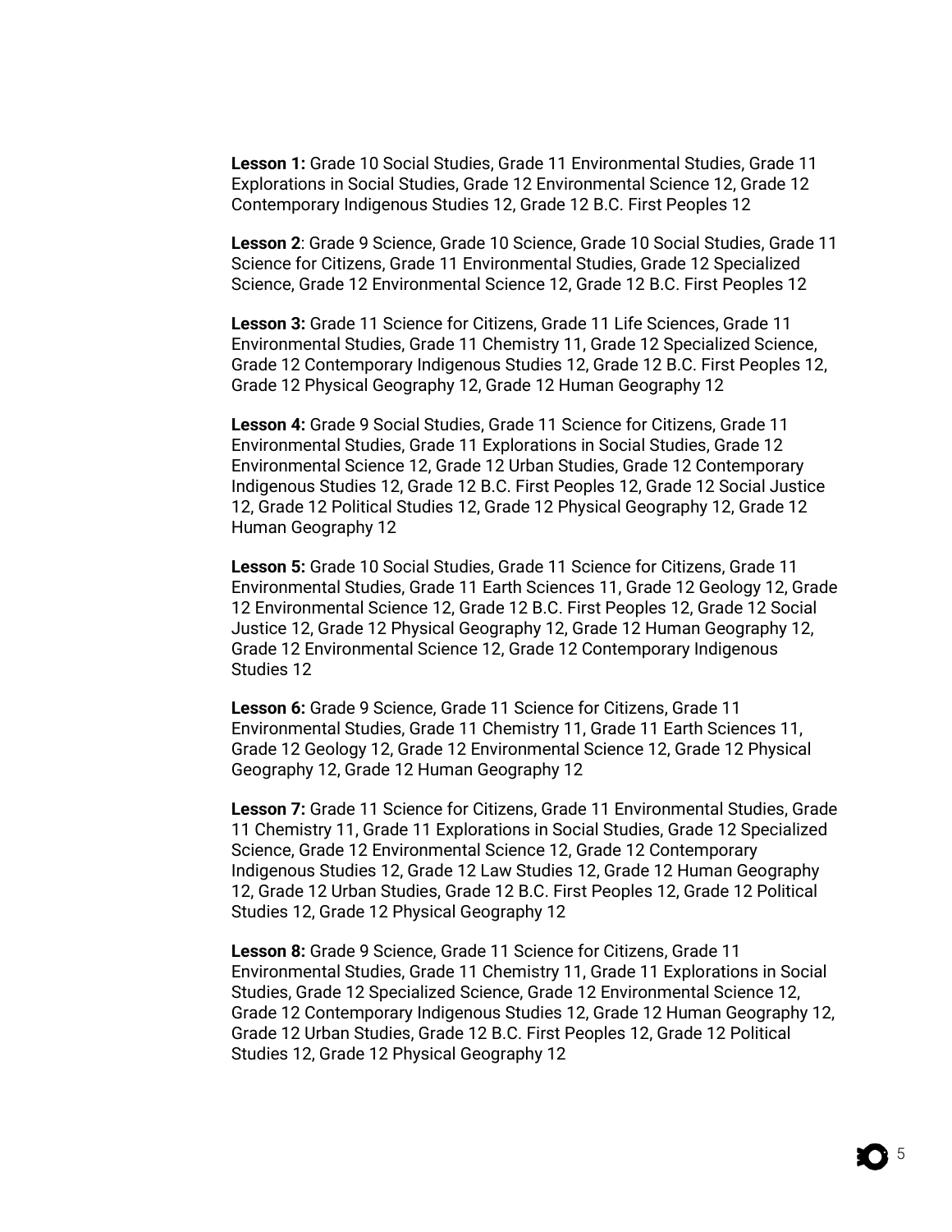**Lesson 1:** Grade 10 Social Studies, Grade 11 Environmental Studies, Grade 11 Explorations in Social Studies, Grade 12 Environmental Science 12, Grade 12 Contemporary Indigenous Studies 12, Grade 12 B.C. First Peoples 12

**Lesson 2**: Grade 9 Science, Grade 10 Science, Grade 10 Social Studies, Grade 11 Science for Citizens, Grade 11 Environmental Studies, Grade 12 Specialized Science, Grade 12 Environmental Science 12, Grade 12 B.C. First Peoples 12

**Lesson 3:** Grade 11 Science for Citizens, Grade 11 Life Sciences, Grade 11 Environmental Studies, Grade 11 Chemistry 11, Grade 12 Specialized Science, Grade 12 Contemporary Indigenous Studies 12, Grade 12 B.C. First Peoples 12, Grade 12 Physical Geography 12, Grade 12 Human Geography 12

**Lesson 4:** Grade 9 Social Studies, Grade 11 Science for Citizens, Grade 11 Environmental Studies, Grade 11 Explorations in Social Studies, Grade 12 Environmental Science 12, Grade 12 Urban Studies, Grade 12 Contemporary Indigenous Studies 12, Grade 12 B.C. First Peoples 12, Grade 12 Social Justice 12, Grade 12 Political Studies 12, Grade 12 Physical Geography 12, Grade 12 Human Geography 12

**Lesson 5:** Grade 10 Social Studies, Grade 11 Science for Citizens, Grade 11 Environmental Studies, Grade 11 Earth Sciences 11, Grade 12 Geology 12, Grade 12 Environmental Science 12, Grade 12 B.C. First Peoples 12, Grade 12 Social Justice 12, Grade 12 Physical Geography 12, Grade 12 Human Geography 12, Grade 12 Environmental Science 12, Grade 12 Contemporary Indigenous Studies 12

**Lesson 6:** Grade 9 Science, Grade 11 Science for Citizens, Grade 11 Environmental Studies, Grade 11 Chemistry 11, Grade 11 Earth Sciences 11, Grade 12 Geology 12, Grade 12 Environmental Science 12, Grade 12 Physical Geography 12, Grade 12 Human Geography 12

**Lesson 7:** Grade 11 Science for Citizens, Grade 11 Environmental Studies, Grade 11 Chemistry 11, Grade 11 Explorations in Social Studies, Grade 12 Specialized Science, Grade 12 Environmental Science 12, Grade 12 Contemporary Indigenous Studies 12, Grade 12 Law Studies 12, Grade 12 Human Geography 12, Grade 12 Urban Studies, Grade 12 B.C. First Peoples 12, Grade 12 Political Studies 12, Grade 12 Physical Geography 12

**Lesson 8:** Grade 9 Science, Grade 11 Science for Citizens, Grade 11 Environmental Studies, Grade 11 Chemistry 11, Grade 11 Explorations in Social Studies, Grade 12 Specialized Science, Grade 12 Environmental Science 12, Grade 12 Contemporary Indigenous Studies 12, Grade 12 Human Geography 12, Grade 12 Urban Studies, Grade 12 B.C. First Peoples 12, Grade 12 Political Studies 12, Grade 12 Physical Geography 12